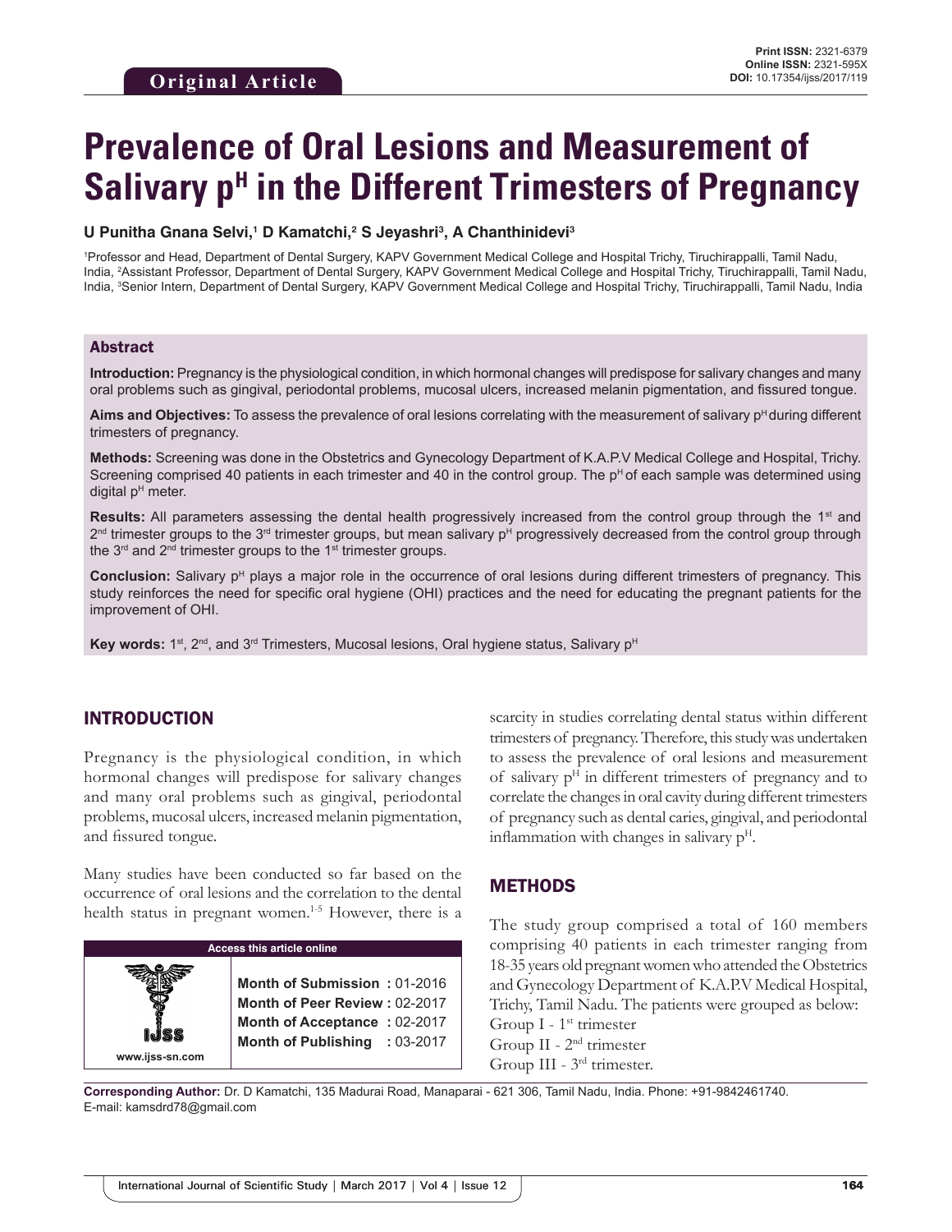Original Article

Print ISSN: 2321-6379
Online ISSN: 2321-595X
DOI: 10.17354/ijss/2017/119

# Prevalence of Oral Lesions and Measurement of Salivary $p^H$ in the Different Trimesters of Pregnancy

**U Punitha Gnana Selvi,[1] D Kamatchi,[2] S Jeyashri[3], A Chanthinidevi[3]**

[1]Professor and Head, Department of Dental Surgery, KAPV Government Medical College and Hospital Trichy, Tiruchirappalli, Tamil Nadu, India, [2]Assistant Professor, Department of Dental Surgery, KAPV Government Medical College and Hospital Trichy, Tiruchirappalli, Tamil Nadu, India, [3]Senior Intern, Department of Dental Surgery, KAPV Government Medical College and Hospital Trichy, Tiruchirappalli, Tamil Nadu, India

## Abstract

**Introduction:** Pregnancy is the physiological condition, in which hormonal changes will predispose for salivary changes and many oral problems such as gingival, periodontal problems, mucosal ulcers, increased melanin pigmentation, and fissured tongue.

**Aims and Objectives:** To assess the prevalence of oral lesions correlating with the measurement of salivary $p^H$ during different trimesters of pregnancy.

**Methods:** Screening was done in the Obstetrics and Gynecology Department of K.A.P.V Medical College and Hospital, Trichy. Screening comprised 40 patients in each trimester and 40 in the control group. The $p^H$ of each sample was determined using digital $p^H$ meter.

**Results:** All parameters assessing the dental health progressively increased from the control group through the 1st and 2nd trimester groups to the 3rd trimester groups, but mean salivary $p^H$ progressively decreased from the control group through the 3rd and 2nd trimester groups to the 1st trimester groups.

**Conclusion:** Salivary $p^H$ plays a major role in the occurrence of oral lesions during different trimesters of pregnancy. This study reinforces the need for specific oral hygiene (OHI) practices and the need for educating the pregnant patients for the improvement of OHI.

**Key words:** 1st, 2nd, and 3rd Trimesters, Mucosal lesions, Oral hygiene status, Salivary $p^H$

## INTRODUCTION

Pregnancy is the physiological condition, in which hormonal changes will predispose for salivary changes and many oral problems such as gingival, periodontal problems, mucosal ulcers, increased melanin pigmentation, and fissured tongue.

Many studies have been conducted so far based on the occurrence of oral lesions and the correlation to the dental health status in pregnant women.[1-5] However, there is a scarcity in studies correlating dental status within different trimesters of pregnancy. Therefore, this study was undertaken to assess the prevalence of oral lesions and measurement of salivary $p^H$ in different trimesters of pregnancy and to correlate the changes in oral cavity during different trimesters of pregnancy such as dental caries, gingival, and periodontal inflammation with changes in salivary $p^H$.

| Access this article online | |
|---|---|
| www.ijss-sn.com | **Month of Submission :** 01-2016<br>**Month of Peer Review :** 02-2017<br>**Month of Acceptance :** 02-2017<br>**Month of Publishing :** 03-2017 |

## METHODS

The study group comprised a total of 160 members comprising 40 patients in each trimester ranging from 18-35 years old pregnant women who attended the Obstetrics and Gynecology Department of K.A.P.V Medical Hospital, Trichy, Tamil Nadu. The patients were grouped as below:

Group I - 1st trimester
Group II - 2nd trimester
Group III - 3rd trimester.

**Corresponding Author:** Dr. D Kamatchi, 135 Madurai Road, Manaparai - 621 306, Tamil Nadu, India. Phone: +91-9842461740. E-mail: kamsdrd78@gmail.com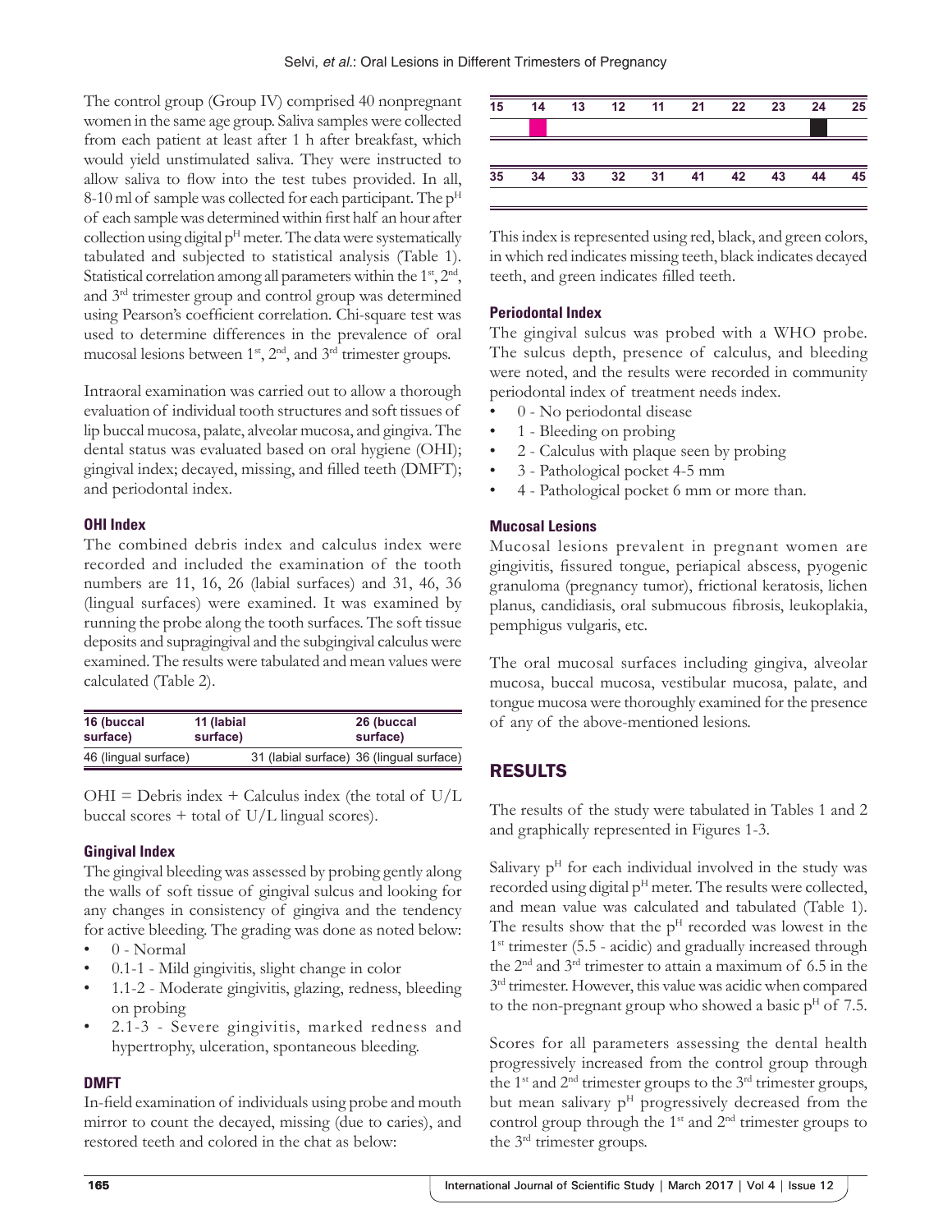The control group (Group IV) comprised 40 nonpregnant women in the same age group. Saliva samples were collected from each patient at least after 1 h after breakfast, which would yield unstimulated saliva. They were instructed to allow saliva to flow into the test tubes provided. In all, 8-10 ml of sample was collected for each participant. The $p^H$ of each sample was determined within first half an hour after collection using digital $p^H$ meter. The data were systematically tabulated and subjected to statistical analysis (Table 1). Statistical correlation among all parameters within the 1st, 2nd, and 3rd trimester group and control group was determined using Pearson's coefficient correlation. Chi-square test was used to determine differences in the prevalence of oral mucosal lesions between 1st, 2nd, and 3rd trimester groups.

Intraoral examination was carried out to allow a thorough evaluation of individual tooth structures and soft tissues of lip buccal mucosa, palate, alveolar mucosa, and gingiva. The dental status was evaluated based on oral hygiene (OHI); gingival index; decayed, missing, and filled teeth (DMFT); and periodontal index.

### OHI Index

The combined debris index and calculus index were recorded and included the examination of the tooth numbers are 11, 16, 26 (labial surfaces) and 31, 46, 36 (lingual surfaces) were examined. It was examined by running the probe along the tooth surfaces. The soft tissue deposits and supragingival and the subgingival calculus were examined. The results were tabulated and mean values were calculated (Table 2).

| 16 (buccal surface) | 11 (labial surface) | 26 (buccal surface) |
|---|---|---|
| 46 (lingual surface) | 31 (labial surface) | 36 (lingual surface) |

OHI = Debris index + Calculus index (the total of U/L buccal scores + total of U/L lingual scores).

### Gingival Index

The gingival bleeding was assessed by probing gently along the walls of soft tissue of gingival sulcus and looking for any changes in consistency of gingiva and the tendency for active bleeding. The grading was done as noted below:

- 0 - Normal
- 0.1-1 - Mild gingivitis, slight change in color
- 1.1-2 - Moderate gingivitis, glazing, redness, bleeding on probing
- 2.1-3 - Severe gingivitis, marked redness and hypertrophy, ulceration, spontaneous bleeding.

### DMFT

In-field examination of individuals using probe and mouth mirror to count the decayed, missing (due to caries), and restored teeth and colored in the chat as below:

| 15 | 14 | 13 | 12 | 11 | 21 | 22 | 23 | 24 | 25 |
|---|---|---|---|---|---|---|---|---|---|
| | | | | | | | | | |
| 35 | 34 | 33 | 32 | 31 | 41 | 42 | 43 | 44 | 45 |
| | | | | | | | | | |

This index is represented using red, black, and green colors, in which red indicates missing teeth, black indicates decayed teeth, and green indicates filled teeth.

### Periodontal Index

The gingival sulcus was probed with a WHO probe. The sulcus depth, presence of calculus, and bleeding were noted, and the results were recorded in community periodontal index of treatment needs index.

- 0 - No periodontal disease
- 1 - Bleeding on probing
- 2 - Calculus with plaque seen by probing
- 3 - Pathological pocket 4-5 mm
- 4 - Pathological pocket 6 mm or more than.

### Mucosal Lesions

Mucosal lesions prevalent in pregnant women are gingivitis, fissured tongue, periapical abscess, pyogenic granuloma (pregnancy tumor), frictional keratosis, lichen planus, candidiasis, oral submucous fibrosis, leukoplakia, pemphigus vulgaris, etc.

The oral mucosal surfaces including gingiva, alveolar mucosa, buccal mucosa, vestibular mucosa, palate, and tongue mucosa were thoroughly examined for the presence of any of the above-mentioned lesions.

## RESULTS

The results of the study were tabulated in Tables 1 and 2 and graphically represented in Figures 1-3.

Salivary $p^H$ for each individual involved in the study was recorded using digital $p^H$ meter. The results were collected, and mean value was calculated and tabulated (Table 1). The results show that the $p^H$ recorded was lowest in the 1st trimester (5.5 - acidic) and gradually increased through the 2nd and 3rd trimester to attain a maximum of 6.5 in the 3rd trimester. However, this value was acidic when compared to the non-pregnant group who showed a basic $p^H$ of 7.5.

Scores for all parameters assessing the dental health progressively increased from the control group through the 1st and 2nd trimester groups to the 3rd trimester groups, but mean salivary $p^H$ progressively decreased from the control group through the 1st and 2nd trimester groups to the 3rd trimester groups.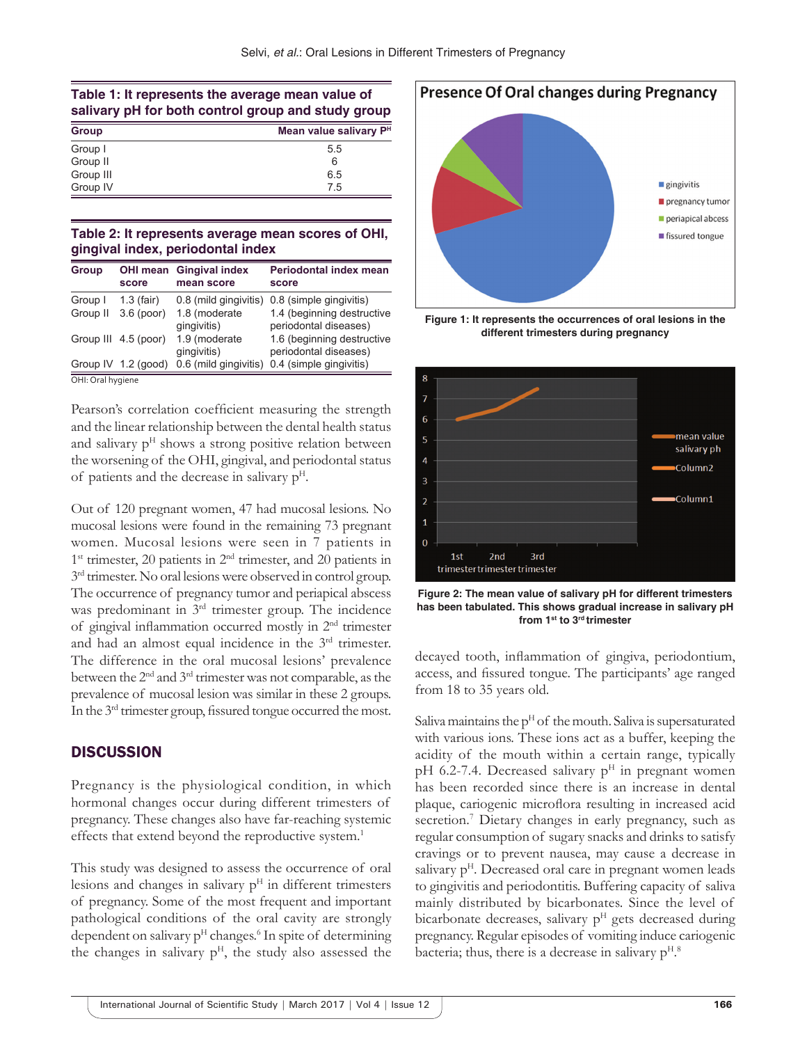**Table 1: It represents the average mean value of salivary pH for both control group and study group**

| Group | Mean value salivary $P^H$ |
|---|---|
| Group I | 5.5 |
| Group II | 6 |
| Group III | 6.5 |
| Group IV | 7.5 |

**Table 2: It represents average mean scores of OHI, gingival index, periodontal index**

| Group | OHI mean score | Gingival index mean score | Periodontal index mean score |
|---|---|---|---|
| Group I | 1.3 (fair) | 0.8 (mild gingivitis) | 0.8 (simple gingivitis) |
| Group II | 3.6 (poor) | 1.8 (moderate gingivitis) | 1.4 (beginning destructive periodontal diseases) |
| Group III | 4.5 (poor) | 1.9 (moderate gingivitis) | 1.6 (beginning destructive periodontal diseases) |
| Group IV | 1.2 (good) | 0.6 (mild gingivitis) | 0.4 (simple gingivitis) |

OHI: Oral hygiene

Pearson's correlation coefficient measuring the strength and the linear relationship between the dental health status and salivary $p^H$ shows a strong positive relation between the worsening of the OHI, gingival, and periodontal status of patients and the decrease in salivary $p^H$.

Out of 120 pregnant women, 47 had mucosal lesions. No mucosal lesions were found in the remaining 73 pregnant women. Mucosal lesions were seen in 7 patients in 1st trimester, 20 patients in 2nd trimester, and 20 patients in 3rd trimester. No oral lesions were observed in control group. The occurrence of pregnancy tumor and periapical abscess was predominant in 3rd trimester group. The incidence of gingival inflammation occurred mostly in 2nd trimester and had an almost equal incidence in the 3rd trimester. The difference in the oral mucosal lesions' prevalence between the 2nd and 3rd trimester was not comparable, as the prevalence of mucosal lesion was similar in these 2 groups. In the 3rd trimester group, fissured tongue occurred the most.

Figure 1: It represents the occurrences of oral lesions in the different trimesters during pregnancy

Figure 2: The mean value of salivary pH for different trimesters has been tabulated. This shows gradual increase in salivary pH from 1st to 3rd trimester

## DISCUSSION

Pregnancy is the physiological condition, in which hormonal changes occur during different trimesters of pregnancy. These changes also have far-reaching systemic effects that extend beyond the reproductive system.[1]

This study was designed to assess the occurrence of oral lesions and changes in salivary $p^H$ in different trimesters of pregnancy. Some of the most frequent and important pathological conditions of the oral cavity are strongly dependent on salivary $p^H$ changes.[6] In spite of determining the changes in salivary $p^H$, the study also assessed the decayed tooth, inflammation of gingiva, periodontium, access, and fissured tongue. The participants' age ranged from 18 to 35 years old.

Saliva maintains the $p^H$ of the mouth. Saliva is supersaturated with various ions. These ions act as a buffer, keeping the acidity of the mouth within a certain range, typically pH 6.2-7.4. Decreased salivary $p^H$ in pregnant women has been recorded since there is an increase in dental plaque, cariogenic microflora resulting in increased acid secretion.[7] Dietary changes in early pregnancy, such as regular consumption of sugary snacks and drinks to satisfy cravings or to prevent nausea, may cause a decrease in salivary $p^H$. Decreased oral care in pregnant women leads to gingivitis and periodontitis. Buffering capacity of saliva mainly distributed by bicarbonates. Since the level of bicarbonate decreases, salivary $p^H$ gets decreased during pregnancy. Regular episodes of vomiting induce cariogenic bacteria; thus, there is a decrease in salivary $p^H$.[8]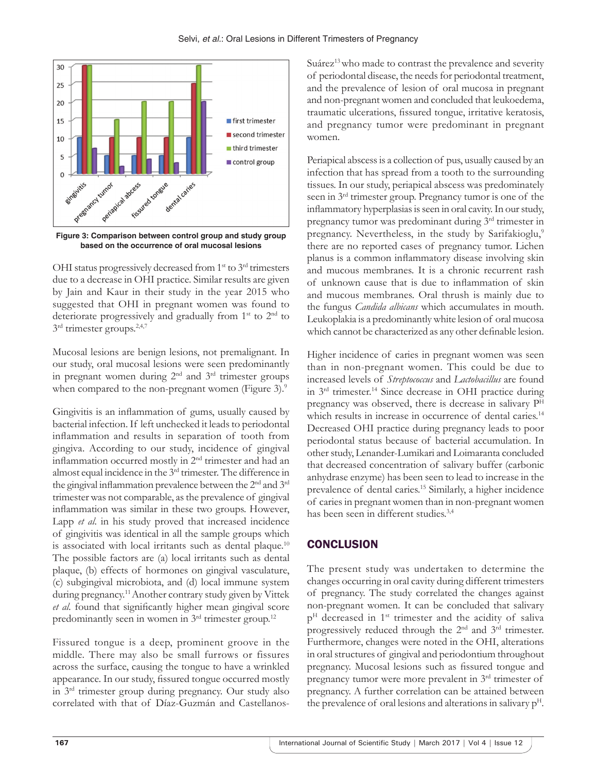Figure 3: Comparison between control group and study group based on the occurrence of oral mucosal lesions

OHI status progressively decreased from 1st to 3rd trimesters due to a decrease in OHI practice. Similar results are given by Jain and Kaur in their study in the year 2015 who suggested that OHI in pregnant women was found to deteriorate progressively and gradually from 1st to 2nd to 3rd trimester groups.[2,4,7]

Mucosal lesions are benign lesions, not premalignant. In our study, oral mucosal lesions were seen predominantly in pregnant women during 2nd and 3rd trimester groups when compared to the non-pregnant women (Figure 3).[9]

Gingivitis is an inflammation of gums, usually caused by bacterial infection. If left unchecked it leads to periodontal inflammation and results in separation of tooth from gingiva. According to our study, incidence of gingival inflammation occurred mostly in 2nd trimester and had an almost equal incidence in the 3rd trimester. The difference in the gingival inflammation prevalence between the 2nd and 3rd trimester was not comparable, as the prevalence of gingival inflammation was similar in these two groups. However, Lapp *et al.* in his study proved that increased incidence of gingivitis was identical in all the sample groups which is associated with local irritants such as dental plaque.[10] The possible factors are (a) local irritants such as dental plaque, (b) effects of hormones on gingival vasculature, (c) subgingival microbiota, and (d) local immune system during pregnancy.[11] Another contrary study given by Vittek *et al.* found that significantly higher mean gingival score predominantly seen in women in 3rd trimester group.[12]

Fissured tongue is a deep, prominent groove in the middle. There may also be small furrows or fissures across the surface, causing the tongue to have a wrinkled appearance. In our study, fissured tongue occurred mostly in 3rd trimester group during pregnancy. Our study also correlated with that of Díaz-Guzmán and Castellanos-Suárez[13] who made to contrast the prevalence and severity of periodontal disease, the needs for periodontal treatment, and the prevalence of lesion of oral mucosa in pregnant and non-pregnant women and concluded that leukoedema, traumatic ulcerations, fissured tongue, irritative keratosis, and pregnancy tumor were predominant in pregnant women.

Periapical abscess is a collection of pus, usually caused by an infection that has spread from a tooth to the surrounding tissues. In our study, periapical abscess was predominately seen in 3rd trimester group. Pregnancy tumor is one of the inflammatory hyperplasias is seen in oral cavity. In our study, pregnancy tumor was predominant during 3rd trimester in pregnancy. Nevertheless, in the study by Sarifakioglu,[9] there are no reported cases of pregnancy tumor. Lichen planus is a common inflammatory disease involving skin and mucous membranes. It is a chronic recurrent rash of unknown cause that is due to inflammation of skin and mucous membranes. Oral thrush is mainly due to the fungus *Candida albicans* which accumulates in mouth. Leukoplakia is a predominantly white lesion of oral mucosa which cannot be characterized as any other definable lesion.

Higher incidence of caries in pregnant women was seen than in non-pregnant women. This could be due to increased levels of *Streptococcus* and *Lactobacillus* are found in 3rd trimester.[14] Since decrease in OHI practice during pregnancy was observed, there is decrease in salivary P^H which results in increase in occurrence of dental caries.[14] Decreased OHI practice during pregnancy leads to poor periodontal status because of bacterial accumulation. In other study, Lenander-Lumikari and Loimaranta concluded that decreased concentration of salivary buffer (carbonic anhydrase enzyme) has been seen to lead to increase in the prevalence of dental caries.[15] Similarly, a higher incidence of caries in pregnant women than in non-pregnant women has been seen in different studies.[3,4]

## CONCLUSION

The present study was undertaken to determine the changes occurring in oral cavity during different trimesters of pregnancy. The study correlated the changes against non-pregnant women. It can be concluded that salivary p^H decreased in 1st trimester and the acidity of saliva progressively reduced through the 2nd and 3rd trimester. Furthermore, changes were noted in the OHI, alterations in oral structures of gingival and periodontium throughout pregnancy. Mucosal lesions such as fissured tongue and pregnancy tumor were more prevalent in 3rd trimester of pregnancy. A further correlation can be attained between the prevalence of oral lesions and alterations in salivary p^H.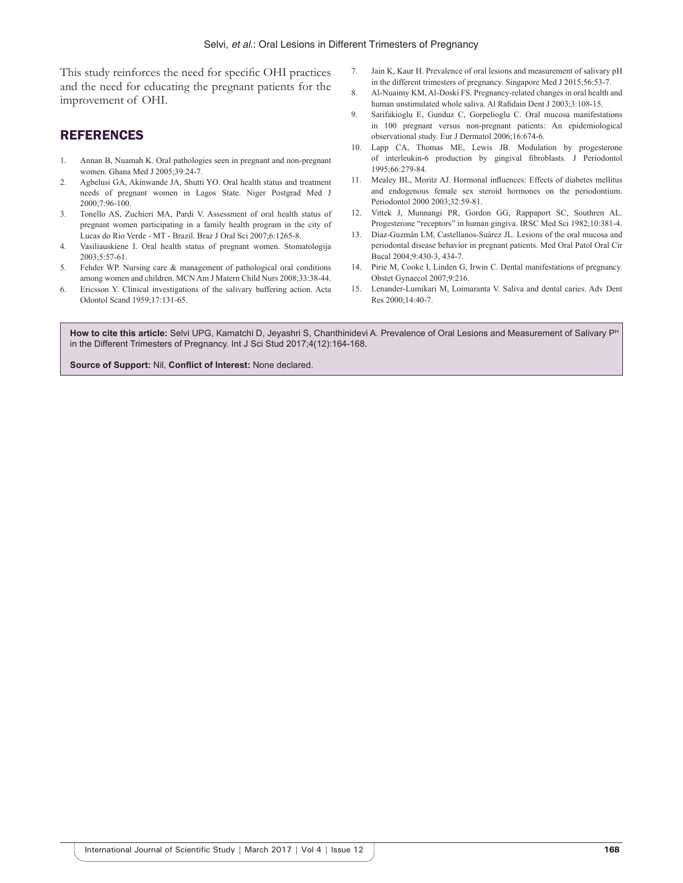This study reinforces the need for specific OHI practices and the need for educating the pregnant patients for the improvement of OHI.

## REFERENCES

1. Annan B, Nuamah K. Oral pathologies seen in pregnant and non-pregnant women. Ghana Med J 2005;39:24-7.
2. Agbelusi GA, Akinwande JA, Shutti YO. Oral health status and treatment needs of pregnant women in Lagos State. Niger Postgrad Med J 2000;7:96-100.
3. Tonello AS, Zuchieri MA, Pardi V. Assessment of oral health status of pregnant women participating in a family health program in the city of Lucas do Rio Verde - MT - Brazil. Braz J Oral Sci 2007;6:1265-8.
4. Vasiliauskiene I. Oral health status of pregnant women. Stomatologija 2003;5:57-61.
5. Fehder WP. Nursing care & management of pathological oral conditions among women and children. MCN Am J Matern Child Nurs 2008;33:38-44.
6. Ericsson Y. Clinical investigations of the salivary buffering action. Acta Odontol Scand 1959;17:131-65.
7. Jain K, Kaur H. Prevalence of oral lesions and measurement of salivary pH in the different trimesters of pregnancy. Singapore Med J 2015;56:53-7.
8. Al-Nuaimy KM, Al-Doski FS. Pregnancy-related changes in oral health and human unstimulated whole saliva. Al Rafidain Dent J 2003;3:108-15.
9. Sarifakioglu E, Gunduz C, Gorpelioglu C. Oral mucosa manifestations in 100 pregnant versus non-pregnant patients: An epidemiological observational study. Eur J Dermatol 2006;16:674-6.
10. Lapp CA, Thomas ME, Lewis JB. Modulation by progesterone of interleukin-6 production by gingival fibroblasts. J Periodontol 1995;66:279-84.
11. Mealey BL, Moritz AJ. Hormonal influences: Effects of diabetes mellitus and endogenous female sex steroid hormones on the periodontium. Periodontol 2000 2003;32:59-81.
12. Vittek J, Munnangi PR, Gordon GG, Rappaport SC, Southren AL. Progesterone "receptors" in human gingiva. IRSC Med Sci 1982;10:381-4.
13. Díaz-Guzmán LM, Castellanos-Suárez JL. Lesions of the oral mucosa and periodontal disease behavior in pregnant patients. Med Oral Patol Oral Cir Bucal 2004;9:430-3, 434-7.
14. Pirie M, Cooke I, Linden G, Irwin C. Dental manifestations of pregnancy. Obstet Gynaecol 2007;9:216.
15. Lenander-Lumikari M, Loimaranta V. Saliva and dental caries. Adv Dent Res 2000;14:40-7.

**How to cite this article:** Selvi UPG, Kamatchi D, Jeyashri S, Chanthinidevi A. Prevalence of Oral Lesions and Measurement of Salivary P[H] in the Different Trimesters of Pregnancy. Int J Sci Stud 2017;4(12):164-168.

**Source of Support:** Nil, **Conflict of Interest:** None declared.